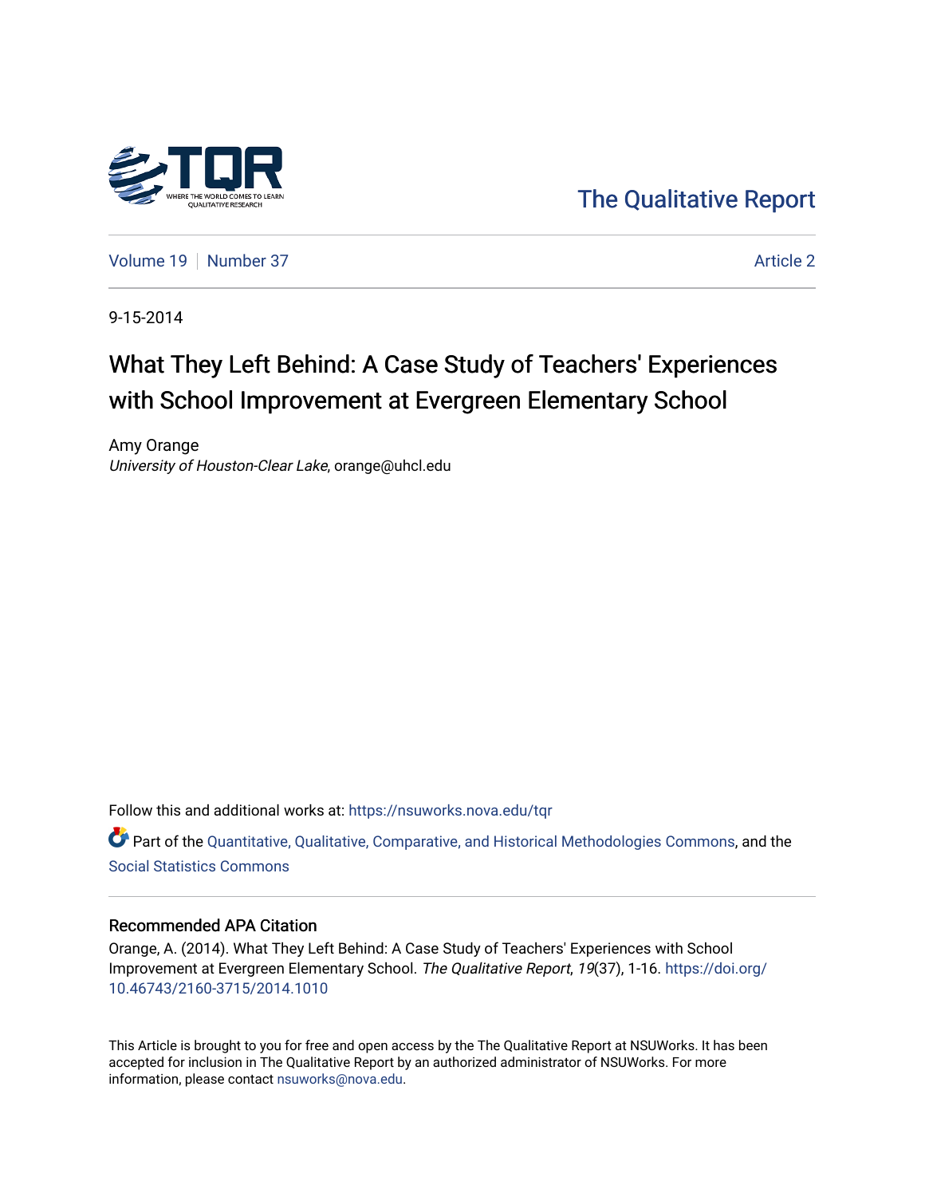The Qualitative Report

Volume 19 | Number 37 | Article 2

9-15-2014

# What They Left Behind: A Case Study of Teachers' Experiences with School Improvement at Evergreen Elementary School

Amy Orange
*University of Houston-Clear Lake*, orange@uhcl.edu

Follow this and additional works at: https://nsuworks.nova.edu/tqr

Part of the Quantitative, Qualitative, Comparative, and Historical Methodologies Commons, and the Social Statistics Commons

## Recommended APA Citation

Orange, A. (2014). What They Left Behind: A Case Study of Teachers' Experiences with School Improvement at Evergreen Elementary School. *The Qualitative Report*, *19*(37), 1-16. https://doi.org/10.46743/2160-3715/2014.1010

This Article is brought to you for free and open access by the The Qualitative Report at NSUWorks. It has been accepted for inclusion in The Qualitative Report by an authorized administrator of NSUWorks. For more information, please contact nsuworks@nova.edu.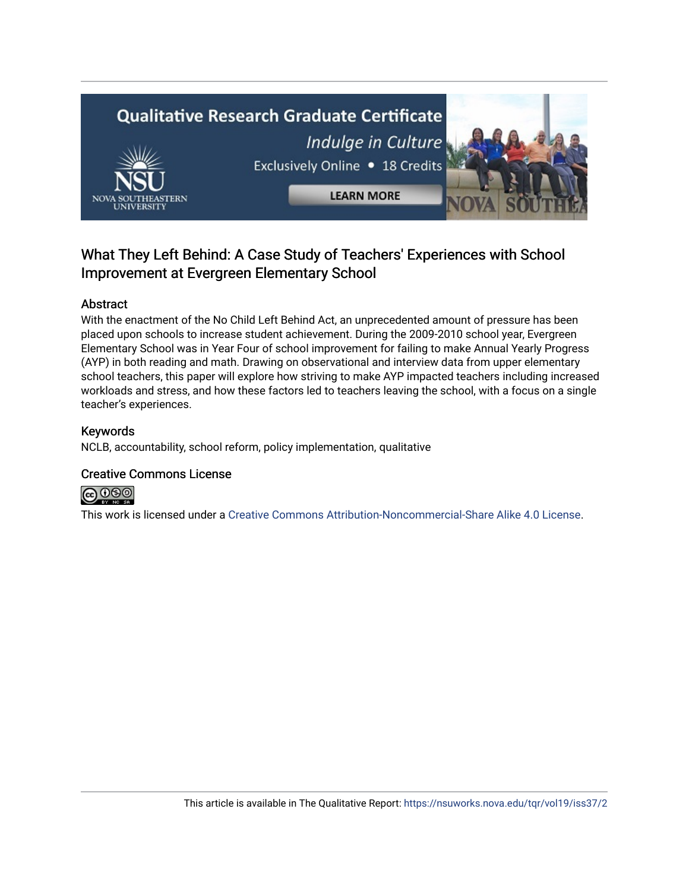## What They Left Behind: A Case Study of Teachers' Experiences with School Improvement at Evergreen Elementary School

### Abstract

With the enactment of the No Child Left Behind Act, an unprecedented amount of pressure has been placed upon schools to increase student achievement. During the 2009-2010 school year, Evergreen Elementary School was in Year Four of school improvement for failing to make Annual Yearly Progress (AYP) in both reading and math. Drawing on observational and interview data from upper elementary school teachers, this paper will explore how striving to make AYP impacted teachers including increased workloads and stress, and how these factors led to teachers leaving the school, with a focus on a single teacher's experiences.

### Keywords

NCLB, accountability, school reform, policy implementation, qualitative

### Creative Commons License

This work is licensed under a Creative Commons Attribution-Noncommercial-Share Alike 4.0 License.

This article is available in The Qualitative Report: https://nsuworks.nova.edu/tqr/vol19/iss37/2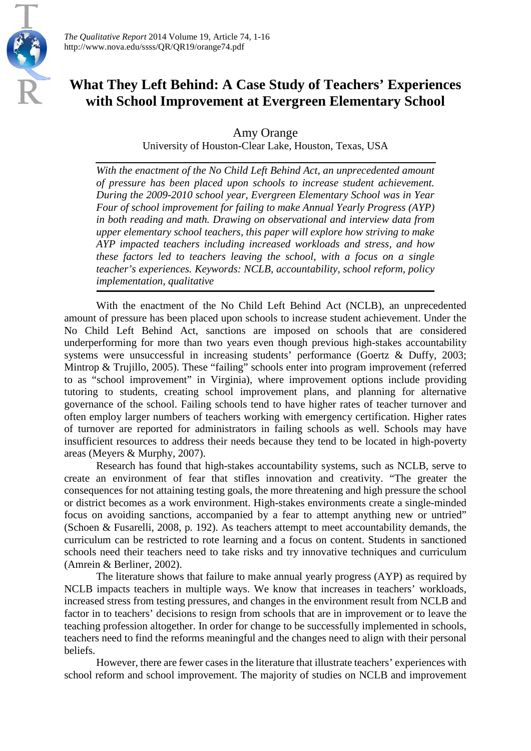# What They Left Behind: A Case Study of Teachers' Experiences with School Improvement at Evergreen Elementary School

Amy Orange

University of Houston-Clear Lake, Houston, Texas, USA

*With the enactment of the No Child Left Behind Act, an unprecedented amount of pressure has been placed upon schools to increase student achievement. During the 2009-2010 school year, Evergreen Elementary School was in Year Four of school improvement for failing to make Annual Yearly Progress (AYP) in both reading and math. Drawing on observational and interview data from upper elementary school teachers, this paper will explore how striving to make AYP impacted teachers including increased workloads and stress, and how these factors led to teachers leaving the school, with a focus on a single teacher's experiences. Keywords: NCLB, accountability, school reform, policy implementation, qualitative*

With the enactment of the No Child Left Behind Act (NCLB), an unprecedented amount of pressure has been placed upon schools to increase student achievement. Under the No Child Left Behind Act, sanctions are imposed on schools that are considered underperforming for more than two years even though previous high-stakes accountability systems were unsuccessful in increasing students' performance (Goertz & Duffy, 2003; Mintrop & Trujillo, 2005). These "failing" schools enter into program improvement (referred to as "school improvement" in Virginia), where improvement options include providing tutoring to students, creating school improvement plans, and planning for alternative governance of the school. Failing schools tend to have higher rates of teacher turnover and often employ larger numbers of teachers working with emergency certification. Higher rates of turnover are reported for administrators in failing schools as well. Schools may have insufficient resources to address their needs because they tend to be located in high-poverty areas (Meyers & Murphy, 2007).

Research has found that high-stakes accountability systems, such as NCLB, serve to create an environment of fear that stifles innovation and creativity. "The greater the consequences for not attaining testing goals, the more threatening and high pressure the school or district becomes as a work environment. High-stakes environments create a single-minded focus on avoiding sanctions, accompanied by a fear to attempt anything new or untried" (Schoen & Fusarelli, 2008, p. 192). As teachers attempt to meet accountability demands, the curriculum can be restricted to rote learning and a focus on content. Students in sanctioned schools need their teachers need to take risks and try innovative techniques and curriculum (Amrein & Berliner, 2002).

The literature shows that failure to make annual yearly progress (AYP) as required by NCLB impacts teachers in multiple ways. We know that increases in teachers' workloads, increased stress from testing pressures, and changes in the environment result from NCLB and factor in to teachers' decisions to resign from schools that are in improvement or to leave the teaching profession altogether. In order for change to be successfully implemented in schools, teachers need to find the reforms meaningful and the changes need to align with their personal beliefs.

However, there are fewer cases in the literature that illustrate teachers' experiences with school reform and school improvement. The majority of studies on NCLB and improvement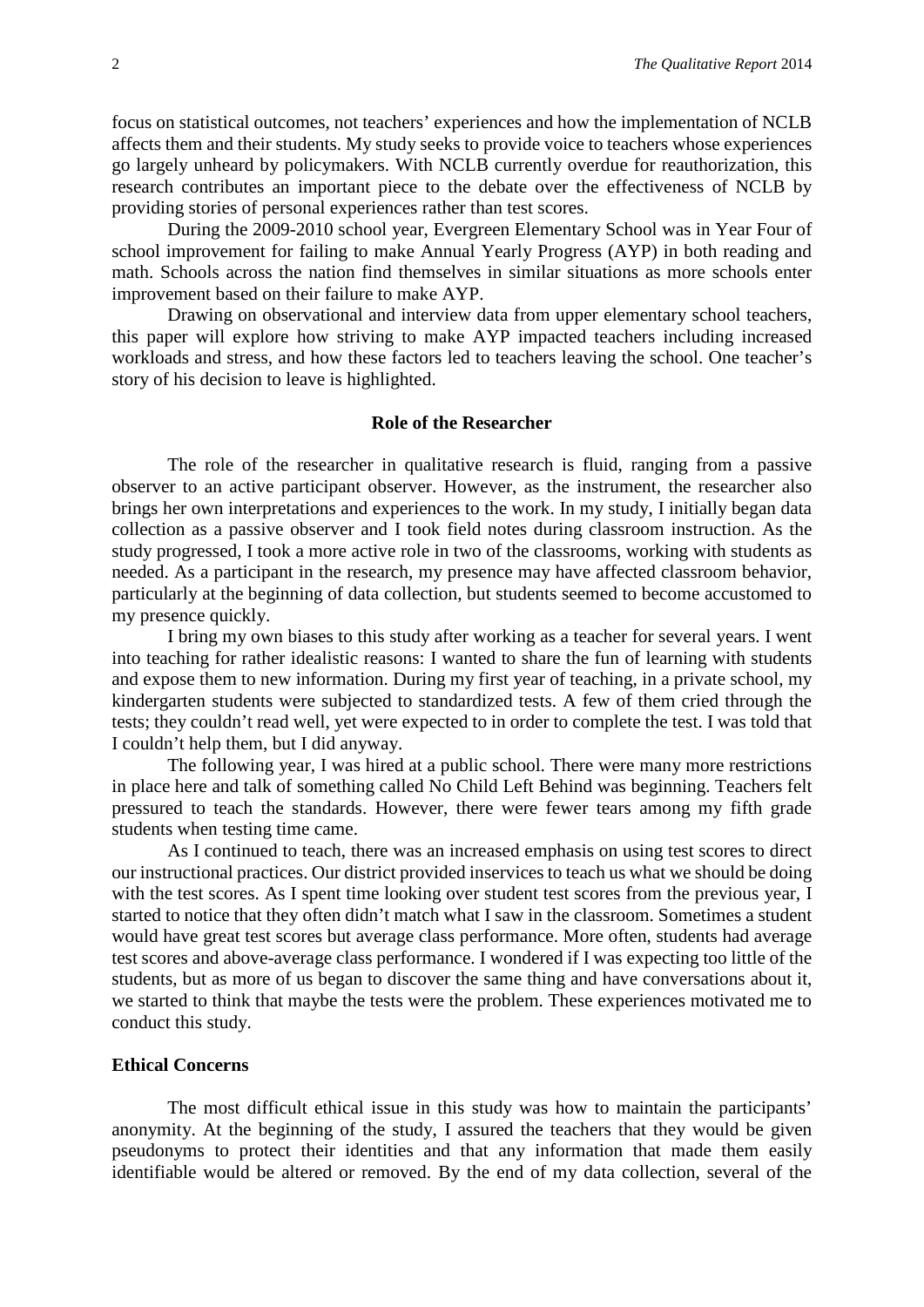focus on statistical outcomes, not teachers' experiences and how the implementation of NCLB affects them and their students. My study seeks to provide voice to teachers whose experiences go largely unheard by policymakers. With NCLB currently overdue for reauthorization, this research contributes an important piece to the debate over the effectiveness of NCLB by providing stories of personal experiences rather than test scores.

During the 2009-2010 school year, Evergreen Elementary School was in Year Four of school improvement for failing to make Annual Yearly Progress (AYP) in both reading and math. Schools across the nation find themselves in similar situations as more schools enter improvement based on their failure to make AYP.

Drawing on observational and interview data from upper elementary school teachers, this paper will explore how striving to make AYP impacted teachers including increased workloads and stress, and how these factors led to teachers leaving the school. One teacher's story of his decision to leave is highlighted.

## Role of the Researcher

The role of the researcher in qualitative research is fluid, ranging from a passive observer to an active participant observer. However, as the instrument, the researcher also brings her own interpretations and experiences to the work. In my study, I initially began data collection as a passive observer and I took field notes during classroom instruction. As the study progressed, I took a more active role in two of the classrooms, working with students as needed. As a participant in the research, my presence may have affected classroom behavior, particularly at the beginning of data collection, but students seemed to become accustomed to my presence quickly.

I bring my own biases to this study after working as a teacher for several years. I went into teaching for rather idealistic reasons: I wanted to share the fun of learning with students and expose them to new information. During my first year of teaching, in a private school, my kindergarten students were subjected to standardized tests. A few of them cried through the tests; they couldn't read well, yet were expected to in order to complete the test. I was told that I couldn't help them, but I did anyway.

The following year, I was hired at a public school. There were many more restrictions in place here and talk of something called No Child Left Behind was beginning. Teachers felt pressured to teach the standards. However, there were fewer tears among my fifth grade students when testing time came.

As I continued to teach, there was an increased emphasis on using test scores to direct our instructional practices. Our district provided inservices to teach us what we should be doing with the test scores. As I spent time looking over student test scores from the previous year, I started to notice that they often didn't match what I saw in the classroom. Sometimes a student would have great test scores but average class performance. More often, students had average test scores and above-average class performance. I wondered if I was expecting too little of the students, but as more of us began to discover the same thing and have conversations about it, we started to think that maybe the tests were the problem. These experiences motivated me to conduct this study.

### Ethical Concerns

The most difficult ethical issue in this study was how to maintain the participants' anonymity. At the beginning of the study, I assured the teachers that they would be given pseudonyms to protect their identities and that any information that made them easily identifiable would be altered or removed. By the end of my data collection, several of the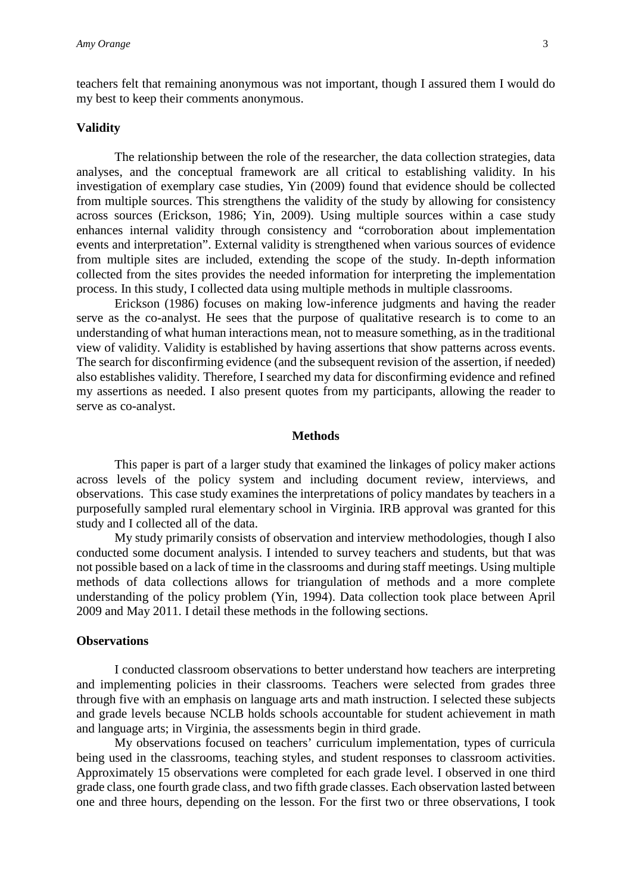teachers felt that remaining anonymous was not important, though I assured them I would do my best to keep their comments anonymous.

## Validity

The relationship between the role of the researcher, the data collection strategies, data analyses, and the conceptual framework are all critical to establishing validity. In his investigation of exemplary case studies, Yin (2009) found that evidence should be collected from multiple sources. This strengthens the validity of the study by allowing for consistency across sources (Erickson, 1986; Yin, 2009). Using multiple sources within a case study enhances internal validity through consistency and "corroboration about implementation events and interpretation". External validity is strengthened when various sources of evidence from multiple sites are included, extending the scope of the study. In-depth information collected from the sites provides the needed information for interpreting the implementation process. In this study, I collected data using multiple methods in multiple classrooms.

Erickson (1986) focuses on making low-inference judgments and having the reader serve as the co-analyst. He sees that the purpose of qualitative research is to come to an understanding of what human interactions mean, not to measure something, as in the traditional view of validity. Validity is established by having assertions that show patterns across events. The search for disconfirming evidence (and the subsequent revision of the assertion, if needed) also establishes validity. Therefore, I searched my data for disconfirming evidence and refined my assertions as needed. I also present quotes from my participants, allowing the reader to serve as co-analyst.

# Methods

This paper is part of a larger study that examined the linkages of policy maker actions across levels of the policy system and including document review, interviews, and observations. This case study examines the interpretations of policy mandates by teachers in a purposefully sampled rural elementary school in Virginia. IRB approval was granted for this study and I collected all of the data.

My study primarily consists of observation and interview methodologies, though I also conducted some document analysis. I intended to survey teachers and students, but that was not possible based on a lack of time in the classrooms and during staff meetings. Using multiple methods of data collections allows for triangulation of methods and a more complete understanding of the policy problem (Yin, 1994). Data collection took place between April 2009 and May 2011. I detail these methods in the following sections.

## Observations

I conducted classroom observations to better understand how teachers are interpreting and implementing policies in their classrooms. Teachers were selected from grades three through five with an emphasis on language arts and math instruction. I selected these subjects and grade levels because NCLB holds schools accountable for student achievement in math and language arts; in Virginia, the assessments begin in third grade.

My observations focused on teachers' curriculum implementation, types of curricula being used in the classrooms, teaching styles, and student responses to classroom activities. Approximately 15 observations were completed for each grade level. I observed in one third grade class, one fourth grade class, and two fifth grade classes. Each observation lasted between one and three hours, depending on the lesson. For the first two or three observations, I took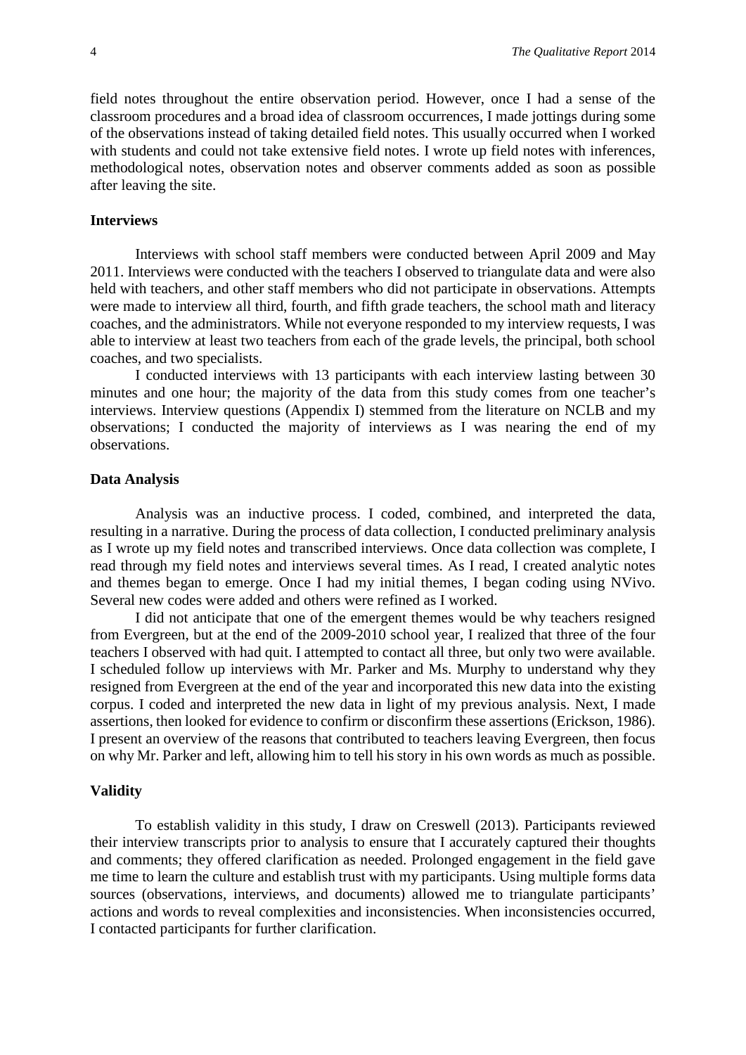field notes throughout the entire observation period. However, once I had a sense of the classroom procedures and a broad idea of classroom occurrences, I made jottings during some of the observations instead of taking detailed field notes. This usually occurred when I worked with students and could not take extensive field notes. I wrote up field notes with inferences, methodological notes, observation notes and observer comments added as soon as possible after leaving the site.

### Interviews

Interviews with school staff members were conducted between April 2009 and May 2011. Interviews were conducted with the teachers I observed to triangulate data and were also held with teachers, and other staff members who did not participate in observations. Attempts were made to interview all third, fourth, and fifth grade teachers, the school math and literacy coaches, and the administrators. While not everyone responded to my interview requests, I was able to interview at least two teachers from each of the grade levels, the principal, both school coaches, and two specialists.

I conducted interviews with 13 participants with each interview lasting between 30 minutes and one hour; the majority of the data from this study comes from one teacher's interviews. Interview questions (Appendix I) stemmed from the literature on NCLB and my observations; I conducted the majority of interviews as I was nearing the end of my observations.

### Data Analysis

Analysis was an inductive process. I coded, combined, and interpreted the data, resulting in a narrative. During the process of data collection, I conducted preliminary analysis as I wrote up my field notes and transcribed interviews. Once data collection was complete, I read through my field notes and interviews several times. As I read, I created analytic notes and themes began to emerge. Once I had my initial themes, I began coding using NVivo. Several new codes were added and others were refined as I worked.

I did not anticipate that one of the emergent themes would be why teachers resigned from Evergreen, but at the end of the 2009-2010 school year, I realized that three of the four teachers I observed with had quit. I attempted to contact all three, but only two were available. I scheduled follow up interviews with Mr. Parker and Ms. Murphy to understand why they resigned from Evergreen at the end of the year and incorporated this new data into the existing corpus. I coded and interpreted the new data in light of my previous analysis. Next, I made assertions, then looked for evidence to confirm or disconfirm these assertions (Erickson, 1986). I present an overview of the reasons that contributed to teachers leaving Evergreen, then focus on why Mr. Parker and left, allowing him to tell his story in his own words as much as possible.

### Validity

To establish validity in this study, I draw on Creswell (2013). Participants reviewed their interview transcripts prior to analysis to ensure that I accurately captured their thoughts and comments; they offered clarification as needed. Prolonged engagement in the field gave me time to learn the culture and establish trust with my participants. Using multiple forms data sources (observations, interviews, and documents) allowed me to triangulate participants' actions and words to reveal complexities and inconsistencies. When inconsistencies occurred, I contacted participants for further clarification.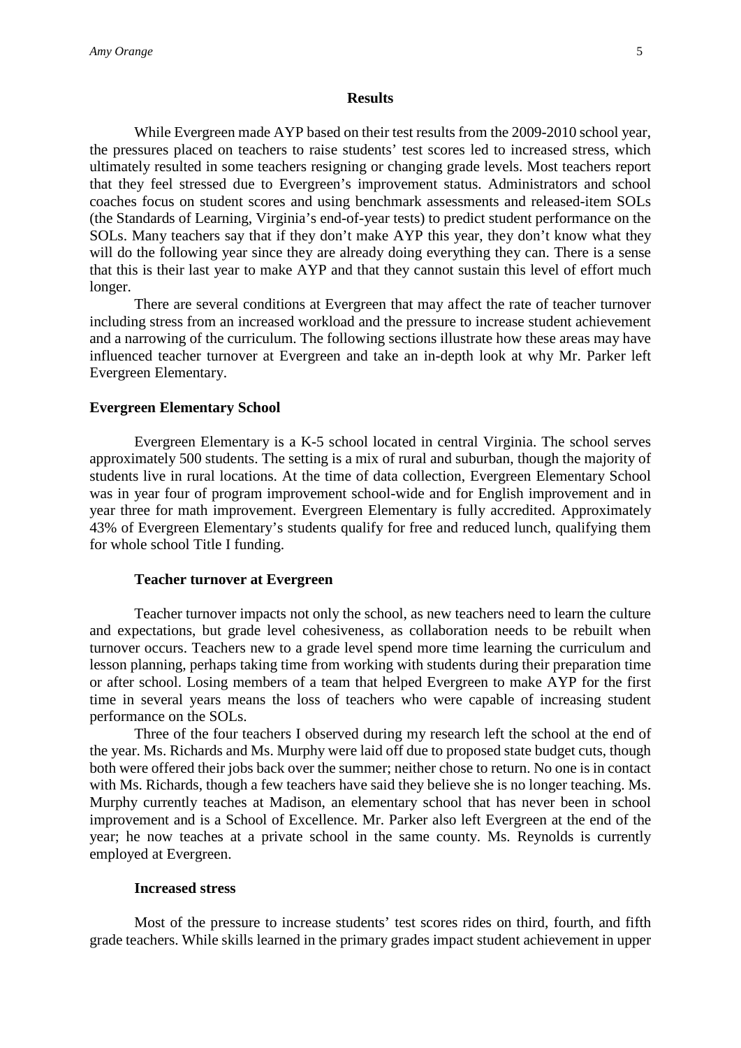## Results

While Evergreen made AYP based on their test results from the 2009-2010 school year, the pressures placed on teachers to raise students' test scores led to increased stress, which ultimately resulted in some teachers resigning or changing grade levels. Most teachers report that they feel stressed due to Evergreen's improvement status. Administrators and school coaches focus on student scores and using benchmark assessments and released-item SOLs (the Standards of Learning, Virginia's end-of-year tests) to predict student performance on the SOLs. Many teachers say that if they don't make AYP this year, they don't know what they will do the following year since they are already doing everything they can. There is a sense that this is their last year to make AYP and that they cannot sustain this level of effort much longer.

There are several conditions at Evergreen that may affect the rate of teacher turnover including stress from an increased workload and the pressure to increase student achievement and a narrowing of the curriculum. The following sections illustrate how these areas may have influenced teacher turnover at Evergreen and take an in-depth look at why Mr. Parker left Evergreen Elementary.

### Evergreen Elementary School

Evergreen Elementary is a K-5 school located in central Virginia. The school serves approximately 500 students. The setting is a mix of rural and suburban, though the majority of students live in rural locations. At the time of data collection, Evergreen Elementary School was in year four of program improvement school-wide and for English improvement and in year three for math improvement. Evergreen Elementary is fully accredited. Approximately 43% of Evergreen Elementary's students qualify for free and reduced lunch, qualifying them for whole school Title I funding.

#### Teacher turnover at Evergreen

Teacher turnover impacts not only the school, as new teachers need to learn the culture and expectations, but grade level cohesiveness, as collaboration needs to be rebuilt when turnover occurs. Teachers new to a grade level spend more time learning the curriculum and lesson planning, perhaps taking time from working with students during their preparation time or after school. Losing members of a team that helped Evergreen to make AYP for the first time in several years means the loss of teachers who were capable of increasing student performance on the SOLs.

Three of the four teachers I observed during my research left the school at the end of the year. Ms. Richards and Ms. Murphy were laid off due to proposed state budget cuts, though both were offered their jobs back over the summer; neither chose to return. No one is in contact with Ms. Richards, though a few teachers have said they believe she is no longer teaching. Ms. Murphy currently teaches at Madison, an elementary school that has never been in school improvement and is a School of Excellence. Mr. Parker also left Evergreen at the end of the year; he now teaches at a private school in the same county. Ms. Reynolds is currently employed at Evergreen.

#### Increased stress

Most of the pressure to increase students' test scores rides on third, fourth, and fifth grade teachers. While skills learned in the primary grades impact student achievement in upper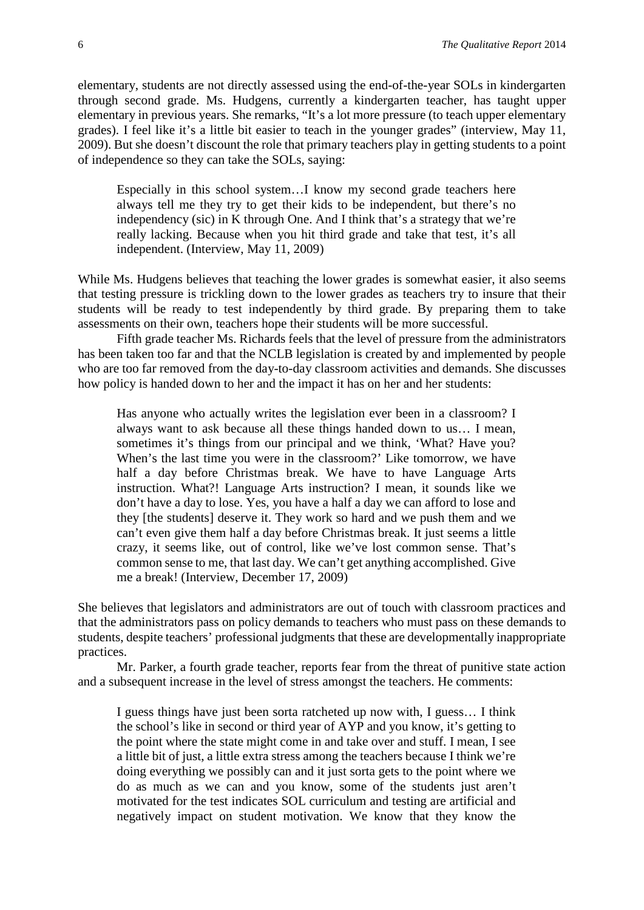elementary, students are not directly assessed using the end-of-the-year SOLs in kindergarten through second grade. Ms. Hudgens, currently a kindergarten teacher, has taught upper elementary in previous years. She remarks, "It's a lot more pressure (to teach upper elementary grades). I feel like it's a little bit easier to teach in the younger grades" (interview, May 11, 2009). But she doesn't discount the role that primary teachers play in getting students to a point of independence so they can take the SOLs, saying:

> Especially in this school system…I know my second grade teachers here always tell me they try to get their kids to be independent, but there's no independency (sic) in K through One. And I think that's a strategy that we're really lacking. Because when you hit third grade and take that test, it's all independent. (Interview, May 11, 2009)

While Ms. Hudgens believes that teaching the lower grades is somewhat easier, it also seems that testing pressure is trickling down to the lower grades as teachers try to insure that their students will be ready to test independently by third grade. By preparing them to take assessments on their own, teachers hope their students will be more successful.

Fifth grade teacher Ms. Richards feels that the level of pressure from the administrators has been taken too far and that the NCLB legislation is created by and implemented by people who are too far removed from the day-to-day classroom activities and demands. She discusses how policy is handed down to her and the impact it has on her and her students:

> Has anyone who actually writes the legislation ever been in a classroom? I always want to ask because all these things handed down to us… I mean, sometimes it's things from our principal and we think, 'What? Have you? When's the last time you were in the classroom?' Like tomorrow, we have half a day before Christmas break. We have to have Language Arts instruction. What?! Language Arts instruction? I mean, it sounds like we don't have a day to lose. Yes, you have a half a day we can afford to lose and they [the students] deserve it. They work so hard and we push them and we can't even give them half a day before Christmas break. It just seems a little crazy, it seems like, out of control, like we've lost common sense. That's common sense to me, that last day. We can't get anything accomplished. Give me a break! (Interview, December 17, 2009)

She believes that legislators and administrators are out of touch with classroom practices and that the administrators pass on policy demands to teachers who must pass on these demands to students, despite teachers' professional judgments that these are developmentally inappropriate practices.

Mr. Parker, a fourth grade teacher, reports fear from the threat of punitive state action and a subsequent increase in the level of stress amongst the teachers. He comments:

> I guess things have just been sorta ratcheted up now with, I guess… I think the school's like in second or third year of AYP and you know, it's getting to the point where the state might come in and take over and stuff. I mean, I see a little bit of just, a little extra stress among the teachers because I think we're doing everything we possibly can and it just sorta gets to the point where we do as much as we can and you know, some of the students just aren't motivated for the test indicates SOL curriculum and testing are artificial and negatively impact on student motivation. We know that they know the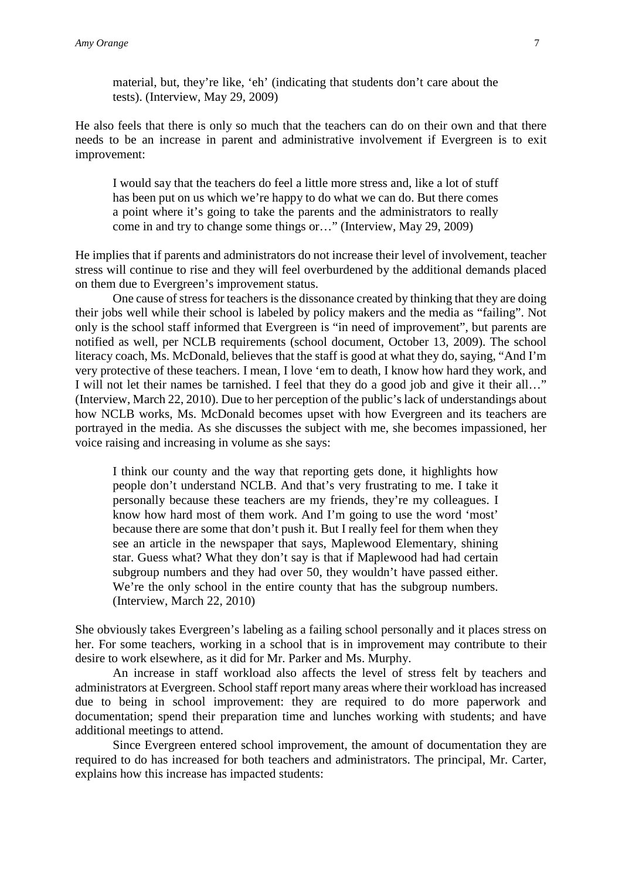> material, but, they're like, 'eh' (indicating that students don't care about the tests). (Interview, May 29, 2009)

He also feels that there is only so much that the teachers can do on their own and that there needs to be an increase in parent and administrative involvement if Evergreen is to exit improvement:

> I would say that the teachers do feel a little more stress and, like a lot of stuff has been put on us which we're happy to do what we can do. But there comes a point where it's going to take the parents and the administrators to really come in and try to change some things or…" (Interview, May 29, 2009)

He implies that if parents and administrators do not increase their level of involvement, teacher stress will continue to rise and they will feel overburdened by the additional demands placed on them due to Evergreen's improvement status.

One cause of stress for teachers is the dissonance created by thinking that they are doing their jobs well while their school is labeled by policy makers and the media as "failing". Not only is the school staff informed that Evergreen is "in need of improvement", but parents are notified as well, per NCLB requirements (school document, October 13, 2009). The school literacy coach, Ms. McDonald, believes that the staff is good at what they do, saying, "And I'm very protective of these teachers. I mean, I love 'em to death, I know how hard they work, and I will not let their names be tarnished. I feel that they do a good job and give it their all…" (Interview, March 22, 2010). Due to her perception of the public's lack of understandings about how NCLB works, Ms. McDonald becomes upset with how Evergreen and its teachers are portrayed in the media. As she discusses the subject with me, she becomes impassioned, her voice raising and increasing in volume as she says:

> I think our county and the way that reporting gets done, it highlights how people don't understand NCLB. And that's very frustrating to me. I take it personally because these teachers are my friends, they're my colleagues. I know how hard most of them work. And I'm going to use the word 'most' because there are some that don't push it. But I really feel for them when they see an article in the newspaper that says, Maplewood Elementary, shining star. Guess what? What they don't say is that if Maplewood had had certain subgroup numbers and they had over 50, they wouldn't have passed either. We're the only school in the entire county that has the subgroup numbers. (Interview, March 22, 2010)

She obviously takes Evergreen's labeling as a failing school personally and it places stress on her. For some teachers, working in a school that is in improvement may contribute to their desire to work elsewhere, as it did for Mr. Parker and Ms. Murphy.

An increase in staff workload also affects the level of stress felt by teachers and administrators at Evergreen. School staff report many areas where their workload has increased due to being in school improvement: they are required to do more paperwork and documentation; spend their preparation time and lunches working with students; and have additional meetings to attend.

Since Evergreen entered school improvement, the amount of documentation they are required to do has increased for both teachers and administrators. The principal, Mr. Carter, explains how this increase has impacted students: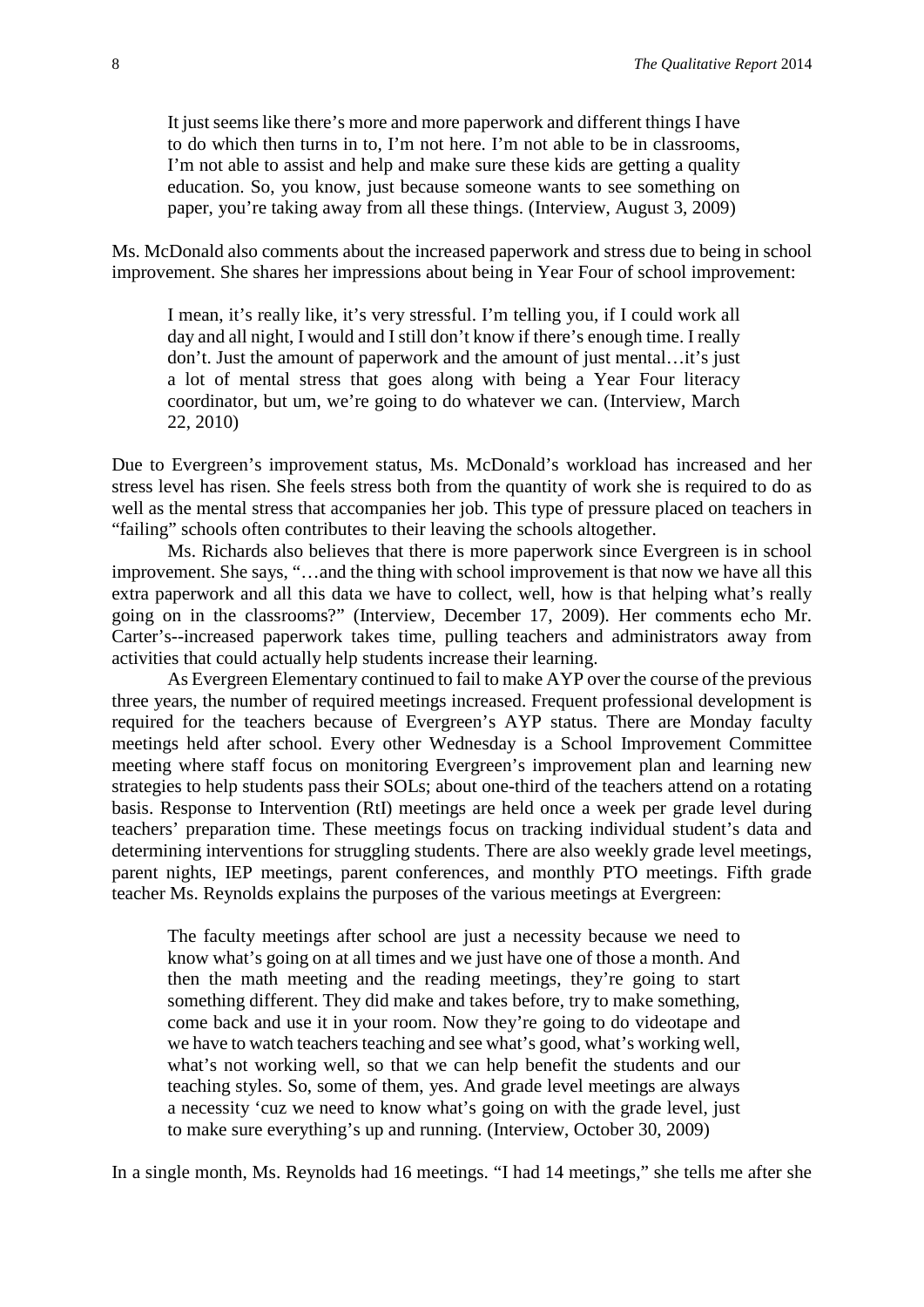> It just seems like there's more and more paperwork and different things I have to do which then turns in to, I'm not here. I'm not able to be in classrooms, I'm not able to assist and help and make sure these kids are getting a quality education. So, you know, just because someone wants to see something on paper, you're taking away from all these things. (Interview, August 3, 2009)

Ms. McDonald also comments about the increased paperwork and stress due to being in school improvement. She shares her impressions about being in Year Four of school improvement:

> I mean, it's really like, it's very stressful. I'm telling you, if I could work all day and all night, I would and I still don't know if there's enough time. I really don't. Just the amount of paperwork and the amount of just mental…it's just a lot of mental stress that goes along with being a Year Four literacy coordinator, but um, we're going to do whatever we can. (Interview, March 22, 2010)

Due to Evergreen's improvement status, Ms. McDonald's workload has increased and her stress level has risen. She feels stress both from the quantity of work she is required to do as well as the mental stress that accompanies her job. This type of pressure placed on teachers in "failing" schools often contributes to their leaving the schools altogether.

Ms. Richards also believes that there is more paperwork since Evergreen is in school improvement. She says, "…and the thing with school improvement is that now we have all this extra paperwork and all this data we have to collect, well, how is that helping what's really going on in the classrooms?" (Interview, December 17, 2009). Her comments echo Mr. Carter's--increased paperwork takes time, pulling teachers and administrators away from activities that could actually help students increase their learning.

As Evergreen Elementary continued to fail to make AYP over the course of the previous three years, the number of required meetings increased. Frequent professional development is required for the teachers because of Evergreen's AYP status. There are Monday faculty meetings held after school. Every other Wednesday is a School Improvement Committee meeting where staff focus on monitoring Evergreen's improvement plan and learning new strategies to help students pass their SOLs; about one-third of the teachers attend on a rotating basis. Response to Intervention (RtI) meetings are held once a week per grade level during teachers' preparation time. These meetings focus on tracking individual student's data and determining interventions for struggling students. There are also weekly grade level meetings, parent nights, IEP meetings, parent conferences, and monthly PTO meetings. Fifth grade teacher Ms. Reynolds explains the purposes of the various meetings at Evergreen:

> The faculty meetings after school are just a necessity because we need to know what's going on at all times and we just have one of those a month. And then the math meeting and the reading meetings, they're going to start something different. They did make and takes before, try to make something, come back and use it in your room. Now they're going to do videotape and we have to watch teachers teaching and see what's good, what's working well, what's not working well, so that we can help benefit the students and our teaching styles. So, some of them, yes. And grade level meetings are always a necessity 'cuz we need to know what's going on with the grade level, just to make sure everything's up and running. (Interview, October 30, 2009)

In a single month, Ms. Reynolds had 16 meetings. "I had 14 meetings," she tells me after she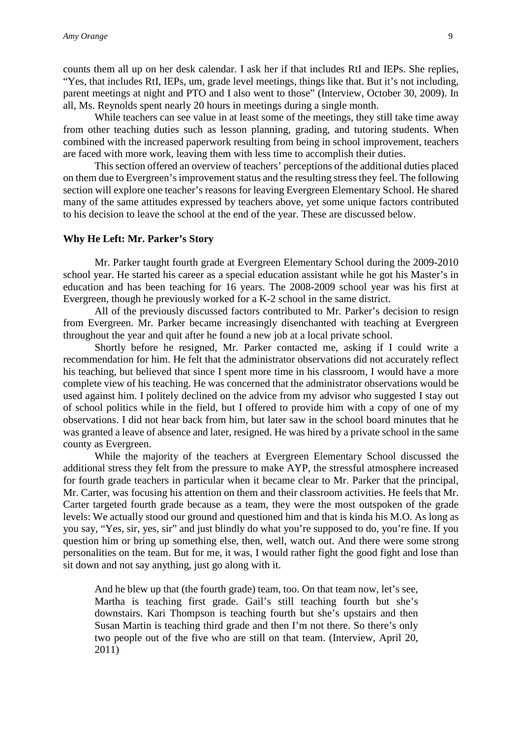counts them all up on her desk calendar. I ask her if that includes RtI and IEPs. She replies, "Yes, that includes RtI, IEPs, um, grade level meetings, things like that. But it's not including, parent meetings at night and PTO and I also went to those" (Interview, October 30, 2009). In all, Ms. Reynolds spent nearly 20 hours in meetings during a single month.

While teachers can see value in at least some of the meetings, they still take time away from other teaching duties such as lesson planning, grading, and tutoring students. When combined with the increased paperwork resulting from being in school improvement, teachers are faced with more work, leaving them with less time to accomplish their duties.

This section offered an overview of teachers' perceptions of the additional duties placed on them due to Evergreen's improvement status and the resulting stress they feel. The following section will explore one teacher's reasons for leaving Evergreen Elementary School. He shared many of the same attitudes expressed by teachers above, yet some unique factors contributed to his decision to leave the school at the end of the year. These are discussed below.

### Why He Left: Mr. Parker's Story

Mr. Parker taught fourth grade at Evergreen Elementary School during the 2009-2010 school year. He started his career as a special education assistant while he got his Master's in education and has been teaching for 16 years. The 2008-2009 school year was his first at Evergreen, though he previously worked for a K-2 school in the same district.

All of the previously discussed factors contributed to Mr. Parker's decision to resign from Evergreen. Mr. Parker became increasingly disenchanted with teaching at Evergreen throughout the year and quit after he found a new job at a local private school.

Shortly before he resigned, Mr. Parker contacted me, asking if I could write a recommendation for him. He felt that the administrator observations did not accurately reflect his teaching, but believed that since I spent more time in his classroom, I would have a more complete view of his teaching. He was concerned that the administrator observations would be used against him. I politely declined on the advice from my advisor who suggested I stay out of school politics while in the field, but I offered to provide him with a copy of one of my observations. I did not hear back from him, but later saw in the school board minutes that he was granted a leave of absence and later, resigned. He was hired by a private school in the same county as Evergreen.

While the majority of the teachers at Evergreen Elementary School discussed the additional stress they felt from the pressure to make AYP, the stressful atmosphere increased for fourth grade teachers in particular when it became clear to Mr. Parker that the principal, Mr. Carter, was focusing his attention on them and their classroom activities. He feels that Mr. Carter targeted fourth grade because as a team, they were the most outspoken of the grade levels: We actually stood our ground and questioned him and that is kinda his M.O. As long as you say, "Yes, sir, yes, sir" and just blindly do what you're supposed to do, you're fine. If you question him or bring up something else, then, well, watch out. And there were some strong personalities on the team. But for me, it was, I would rather fight the good fight and lose than sit down and not say anything, just go along with it.

> And he blew up that (the fourth grade) team, too. On that team now, let's see, Martha is teaching first grade. Gail's still teaching fourth but she's downstairs. Kari Thompson is teaching fourth but she's upstairs and then Susan Martin is teaching third grade and then I'm not there. So there's only two people out of the five who are still on that team. (Interview, April 20, 2011)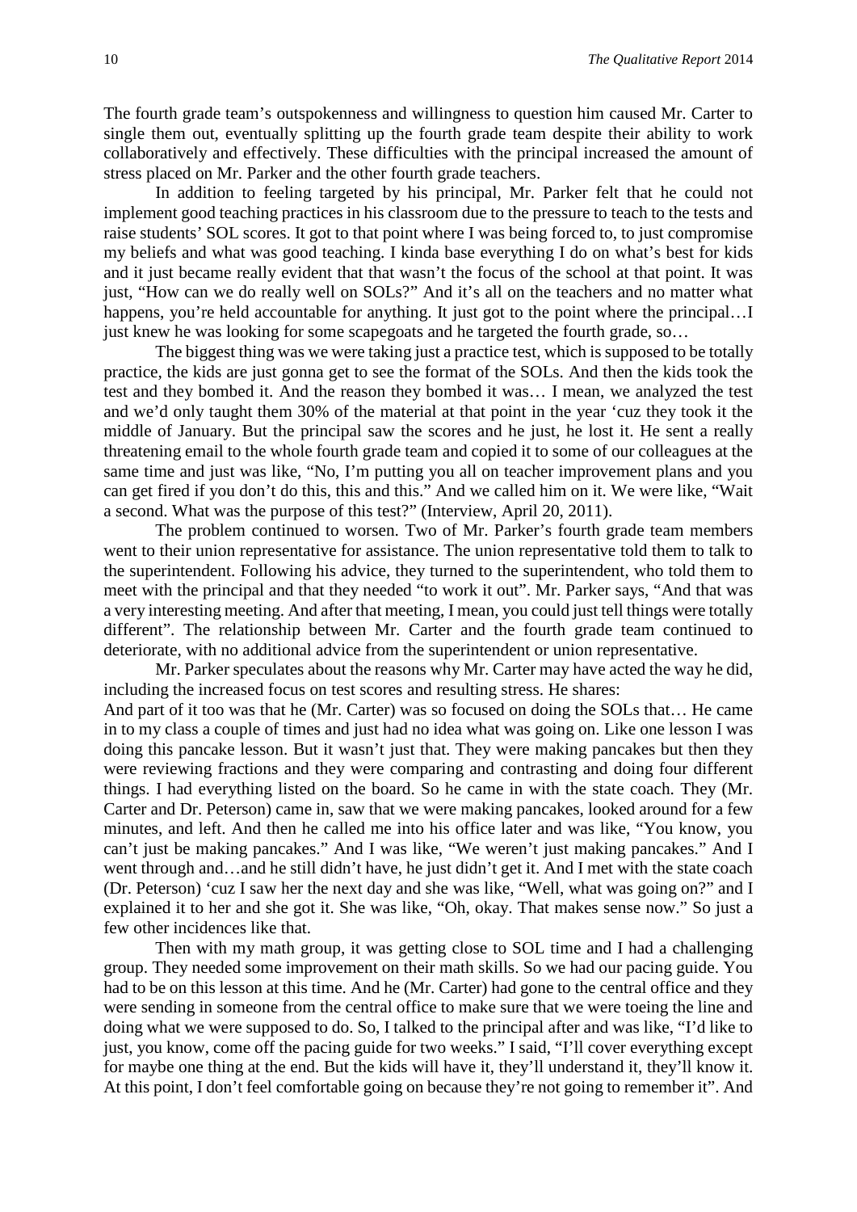The fourth grade team's outspokenness and willingness to question him caused Mr. Carter to single them out, eventually splitting up the fourth grade team despite their ability to work collaboratively and effectively. These difficulties with the principal increased the amount of stress placed on Mr. Parker and the other fourth grade teachers.

In addition to feeling targeted by his principal, Mr. Parker felt that he could not implement good teaching practices in his classroom due to the pressure to teach to the tests and raise students' SOL scores. It got to that point where I was being forced to, to just compromise my beliefs and what was good teaching. I kinda base everything I do on what's best for kids and it just became really evident that that wasn't the focus of the school at that point. It was just, "How can we do really well on SOLs?" And it's all on the teachers and no matter what happens, you're held accountable for anything. It just got to the point where the principal…I just knew he was looking for some scapegoats and he targeted the fourth grade, so…

The biggest thing was we were taking just a practice test, which is supposed to be totally practice, the kids are just gonna get to see the format of the SOLs. And then the kids took the test and they bombed it. And the reason they bombed it was… I mean, we analyzed the test and we'd only taught them 30% of the material at that point in the year 'cuz they took it the middle of January. But the principal saw the scores and he just, he lost it. He sent a really threatening email to the whole fourth grade team and copied it to some of our colleagues at the same time and just was like, "No, I'm putting you all on teacher improvement plans and you can get fired if you don't do this, this and this." And we called him on it. We were like, "Wait a second. What was the purpose of this test?" (Interview, April 20, 2011).

The problem continued to worsen. Two of Mr. Parker's fourth grade team members went to their union representative for assistance. The union representative told them to talk to the superintendent. Following his advice, they turned to the superintendent, who told them to meet with the principal and that they needed "to work it out". Mr. Parker says, "And that was a very interesting meeting. And after that meeting, I mean, you could just tell things were totally different". The relationship between Mr. Carter and the fourth grade team continued to deteriorate, with no additional advice from the superintendent or union representative.

Mr. Parker speculates about the reasons why Mr. Carter may have acted the way he did, including the increased focus on test scores and resulting stress. He shares:

And part of it too was that he (Mr. Carter) was so focused on doing the SOLs that… He came in to my class a couple of times and just had no idea what was going on. Like one lesson I was doing this pancake lesson. But it wasn't just that. They were making pancakes but then they were reviewing fractions and they were comparing and contrasting and doing four different things. I had everything listed on the board. So he came in with the state coach. They (Mr. Carter and Dr. Peterson) came in, saw that we were making pancakes, looked around for a few minutes, and left. And then he called me into his office later and was like, "You know, you can't just be making pancakes." And I was like, "We weren't just making pancakes." And I went through and…and he still didn't have, he just didn't get it. And I met with the state coach (Dr. Peterson) 'cuz I saw her the next day and she was like, "Well, what was going on?" and I explained it to her and she got it. She was like, "Oh, okay. That makes sense now." So just a few other incidences like that.

Then with my math group, it was getting close to SOL time and I had a challenging group. They needed some improvement on their math skills. So we had our pacing guide. You had to be on this lesson at this time. And he (Mr. Carter) had gone to the central office and they were sending in someone from the central office to make sure that we were toeing the line and doing what we were supposed to do. So, I talked to the principal after and was like, "I'd like to just, you know, come off the pacing guide for two weeks." I said, "I'll cover everything except for maybe one thing at the end. But the kids will have it, they'll understand it, they'll know it. At this point, I don't feel comfortable going on because they're not going to remember it". And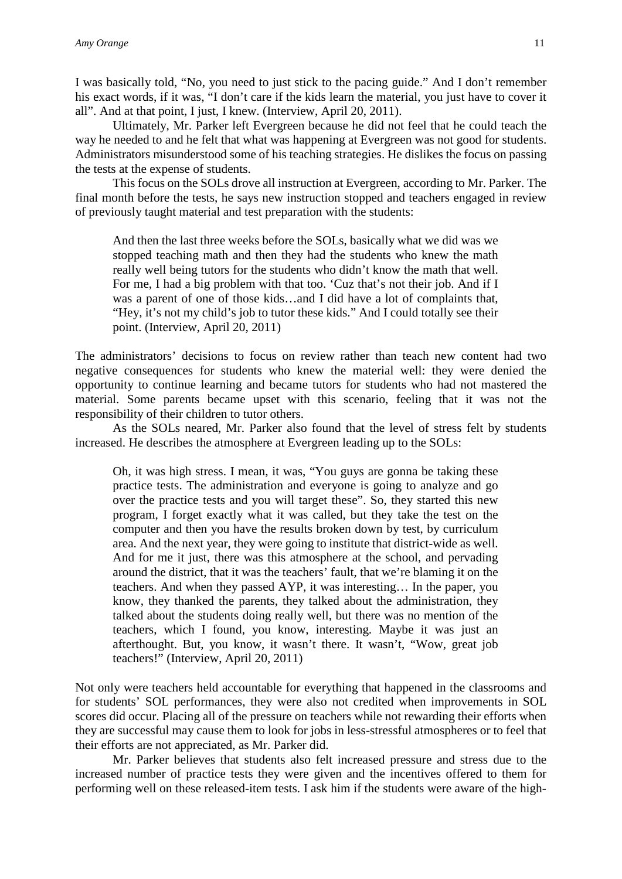I was basically told, "No, you need to just stick to the pacing guide." And I don't remember his exact words, if it was, "I don't care if the kids learn the material, you just have to cover it all". And at that point, I just, I knew. (Interview, April 20, 2011).

Ultimately, Mr. Parker left Evergreen because he did not feel that he could teach the way he needed to and he felt that what was happening at Evergreen was not good for students. Administrators misunderstood some of his teaching strategies. He dislikes the focus on passing the tests at the expense of students.

This focus on the SOLs drove all instruction at Evergreen, according to Mr. Parker. The final month before the tests, he says new instruction stopped and teachers engaged in review of previously taught material and test preparation with the students:

> And then the last three weeks before the SOLs, basically what we did was we stopped teaching math and then they had the students who knew the math really well being tutors for the students who didn't know the math that well. For me, I had a big problem with that too. 'Cuz that's not their job. And if I was a parent of one of those kids…and I did have a lot of complaints that, "Hey, it's not my child's job to tutor these kids." And I could totally see their point. (Interview, April 20, 2011)

The administrators' decisions to focus on review rather than teach new content had two negative consequences for students who knew the material well: they were denied the opportunity to continue learning and became tutors for students who had not mastered the material. Some parents became upset with this scenario, feeling that it was not the responsibility of their children to tutor others.

As the SOLs neared, Mr. Parker also found that the level of stress felt by students increased. He describes the atmosphere at Evergreen leading up to the SOLs:

> Oh, it was high stress. I mean, it was, "You guys are gonna be taking these practice tests. The administration and everyone is going to analyze and go over the practice tests and you will target these". So, they started this new program, I forget exactly what it was called, but they take the test on the computer and then you have the results broken down by test, by curriculum area. And the next year, they were going to institute that district-wide as well. And for me it just, there was this atmosphere at the school, and pervading around the district, that it was the teachers' fault, that we're blaming it on the teachers. And when they passed AYP, it was interesting… In the paper, you know, they thanked the parents, they talked about the administration, they talked about the students doing really well, but there was no mention of the teachers, which I found, you know, interesting. Maybe it was just an afterthought. But, you know, it wasn't there. It wasn't, "Wow, great job teachers!" (Interview, April 20, 2011)

Not only were teachers held accountable for everything that happened in the classrooms and for students' SOL performances, they were also not credited when improvements in SOL scores did occur. Placing all of the pressure on teachers while not rewarding their efforts when they are successful may cause them to look for jobs in less-stressful atmospheres or to feel that their efforts are not appreciated, as Mr. Parker did.

Mr. Parker believes that students also felt increased pressure and stress due to the increased number of practice tests they were given and the incentives offered to them for performing well on these released-item tests. I ask him if the students were aware of the high-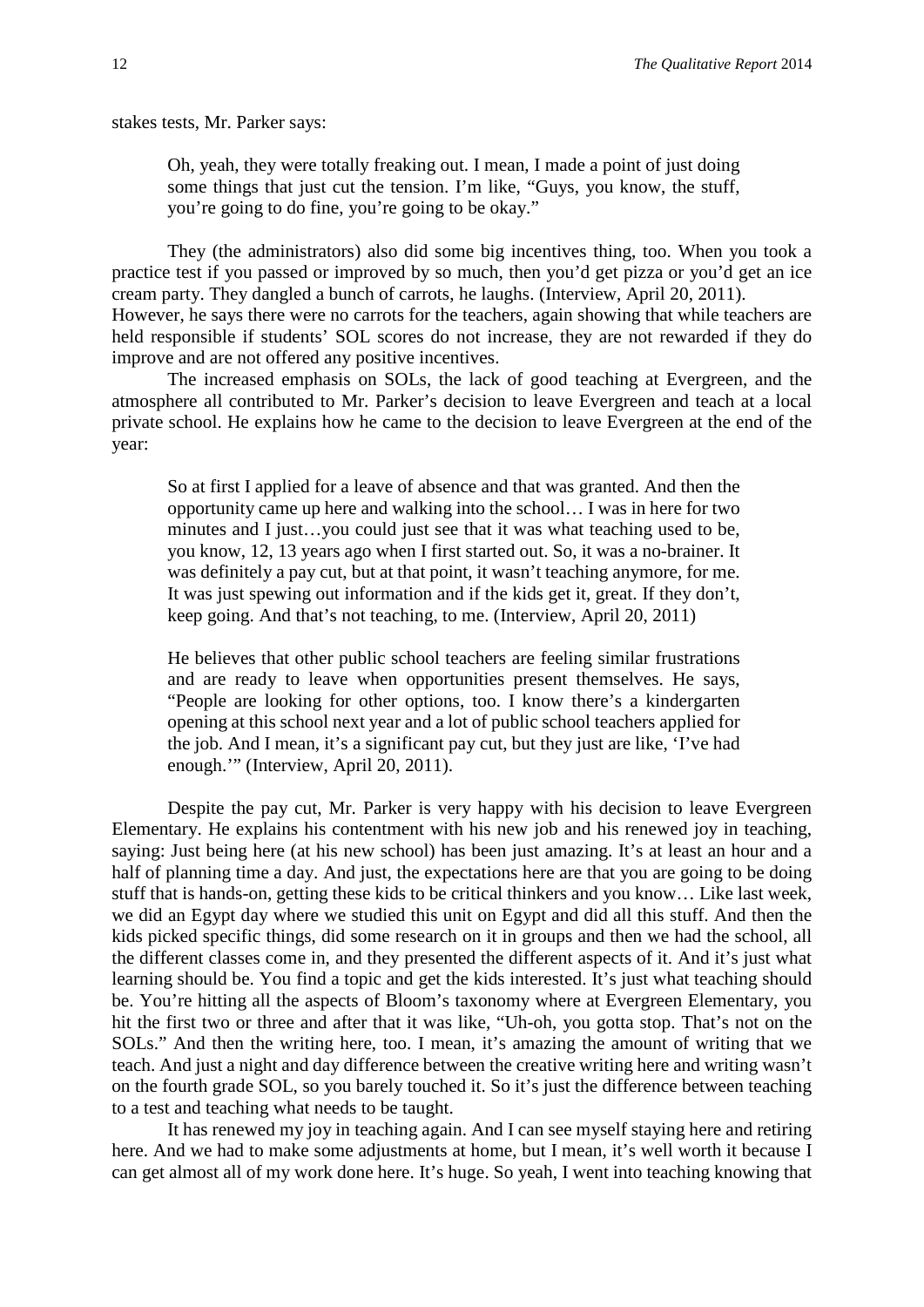stakes tests, Mr. Parker says:

> Oh, yeah, they were totally freaking out. I mean, I made a point of just doing some things that just cut the tension. I'm like, "Guys, you know, the stuff, you're going to do fine, you're going to be okay."

They (the administrators) also did some big incentives thing, too. When you took a practice test if you passed or improved by so much, then you'd get pizza or you'd get an ice cream party. They dangled a bunch of carrots, he laughs. (Interview, April 20, 2011).
However, he says there were no carrots for the teachers, again showing that while teachers are held responsible if students' SOL scores do not increase, they are not rewarded if they do improve and are not offered any positive incentives.

The increased emphasis on SOLs, the lack of good teaching at Evergreen, and the atmosphere all contributed to Mr. Parker's decision to leave Evergreen and teach at a local private school. He explains how he came to the decision to leave Evergreen at the end of the year:

> So at first I applied for a leave of absence and that was granted. And then the opportunity came up here and walking into the school… I was in here for two minutes and I just…you could just see that it was what teaching used to be, you know, 12, 13 years ago when I first started out. So, it was a no-brainer. It was definitely a pay cut, but at that point, it wasn't teaching anymore, for me. It was just spewing out information and if the kids get it, great. If they don't, keep going. And that's not teaching, to me. (Interview, April 20, 2011)
>
> He believes that other public school teachers are feeling similar frustrations and are ready to leave when opportunities present themselves. He says, "People are looking for other options, too. I know there's a kindergarten opening at this school next year and a lot of public school teachers applied for the job. And I mean, it's a significant pay cut, but they just are like, 'I've had enough.'" (Interview, April 20, 2011).

Despite the pay cut, Mr. Parker is very happy with his decision to leave Evergreen Elementary. He explains his contentment with his new job and his renewed joy in teaching, saying: Just being here (at his new school) has been just amazing. It's at least an hour and a half of planning time a day. And just, the expectations here are that you are going to be doing stuff that is hands-on, getting these kids to be critical thinkers and you know… Like last week, we did an Egypt day where we studied this unit on Egypt and did all this stuff. And then the kids picked specific things, did some research on it in groups and then we had the school, all the different classes come in, and they presented the different aspects of it. And it's just what learning should be. You find a topic and get the kids interested. It's just what teaching should be. You're hitting all the aspects of Bloom's taxonomy where at Evergreen Elementary, you hit the first two or three and after that it was like, "Uh-oh, you gotta stop. That's not on the SOLs." And then the writing here, too. I mean, it's amazing the amount of writing that we teach. And just a night and day difference between the creative writing here and writing wasn't on the fourth grade SOL, so you barely touched it. So it's just the difference between teaching to a test and teaching what needs to be taught.

It has renewed my joy in teaching again. And I can see myself staying here and retiring here. And we had to make some adjustments at home, but I mean, it's well worth it because I can get almost all of my work done here. It's huge. So yeah, I went into teaching knowing that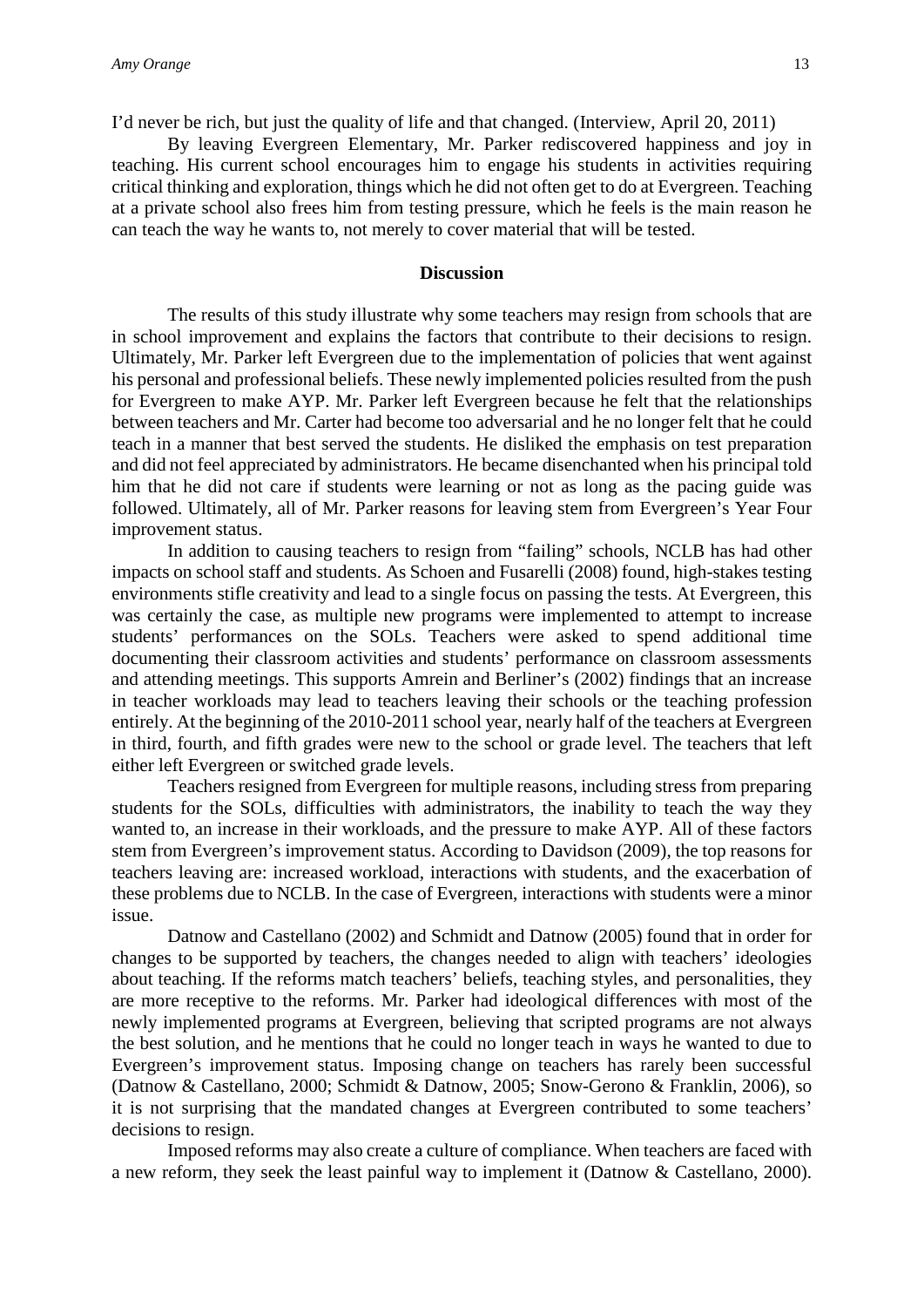I'd never be rich, but just the quality of life and that changed. (Interview, April 20, 2011)

By leaving Evergreen Elementary, Mr. Parker rediscovered happiness and joy in teaching. His current school encourages him to engage his students in activities requiring critical thinking and exploration, things which he did not often get to do at Evergreen. Teaching at a private school also frees him from testing pressure, which he feels is the main reason he can teach the way he wants to, not merely to cover material that will be tested.

## Discussion

The results of this study illustrate why some teachers may resign from schools that are in school improvement and explains the factors that contribute to their decisions to resign. Ultimately, Mr. Parker left Evergreen due to the implementation of policies that went against his personal and professional beliefs. These newly implemented policies resulted from the push for Evergreen to make AYP. Mr. Parker left Evergreen because he felt that the relationships between teachers and Mr. Carter had become too adversarial and he no longer felt that he could teach in a manner that best served the students. He disliked the emphasis on test preparation and did not feel appreciated by administrators. He became disenchanted when his principal told him that he did not care if students were learning or not as long as the pacing guide was followed. Ultimately, all of Mr. Parker reasons for leaving stem from Evergreen's Year Four improvement status.

In addition to causing teachers to resign from "failing" schools, NCLB has had other impacts on school staff and students. As Schoen and Fusarelli (2008) found, high-stakes testing environments stifle creativity and lead to a single focus on passing the tests. At Evergreen, this was certainly the case, as multiple new programs were implemented to attempt to increase students' performances on the SOLs. Teachers were asked to spend additional time documenting their classroom activities and students' performance on classroom assessments and attending meetings. This supports Amrein and Berliner's (2002) findings that an increase in teacher workloads may lead to teachers leaving their schools or the teaching profession entirely. At the beginning of the 2010-2011 school year, nearly half of the teachers at Evergreen in third, fourth, and fifth grades were new to the school or grade level. The teachers that left either left Evergreen or switched grade levels.

Teachers resigned from Evergreen for multiple reasons, including stress from preparing students for the SOLs, difficulties with administrators, the inability to teach the way they wanted to, an increase in their workloads, and the pressure to make AYP. All of these factors stem from Evergreen's improvement status. According to Davidson (2009), the top reasons for teachers leaving are: increased workload, interactions with students, and the exacerbation of these problems due to NCLB. In the case of Evergreen, interactions with students were a minor issue.

Datnow and Castellano (2002) and Schmidt and Datnow (2005) found that in order for changes to be supported by teachers, the changes needed to align with teachers' ideologies about teaching. If the reforms match teachers' beliefs, teaching styles, and personalities, they are more receptive to the reforms. Mr. Parker had ideological differences with most of the newly implemented programs at Evergreen, believing that scripted programs are not always the best solution, and he mentions that he could no longer teach in ways he wanted to due to Evergreen's improvement status. Imposing change on teachers has rarely been successful (Datnow & Castellano, 2000; Schmidt & Datnow, 2005; Snow-Gerono & Franklin, 2006), so it is not surprising that the mandated changes at Evergreen contributed to some teachers' decisions to resign.

Imposed reforms may also create a culture of compliance. When teachers are faced with a new reform, they seek the least painful way to implement it (Datnow & Castellano, 2000).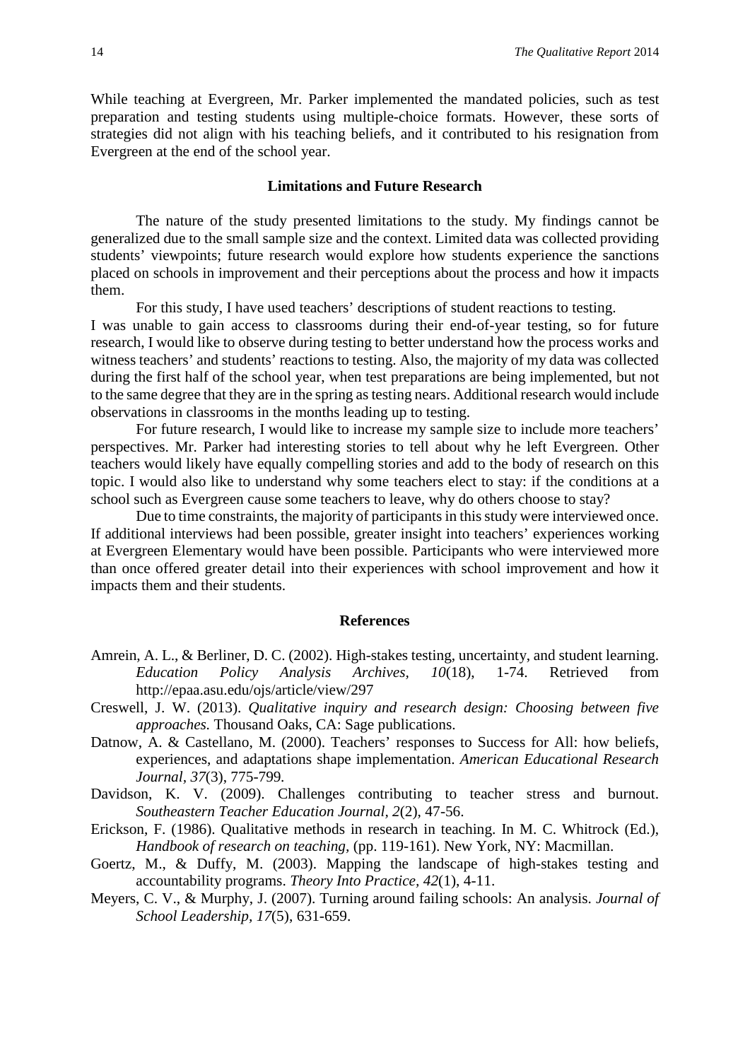While teaching at Evergreen, Mr. Parker implemented the mandated policies, such as test preparation and testing students using multiple-choice formats. However, these sorts of strategies did not align with his teaching beliefs, and it contributed to his resignation from Evergreen at the end of the school year.

## Limitations and Future Research

The nature of the study presented limitations to the study. My findings cannot be generalized due to the small sample size and the context. Limited data was collected providing students' viewpoints; future research would explore how students experience the sanctions placed on schools in improvement and their perceptions about the process and how it impacts them.

For this study, I have used teachers' descriptions of student reactions to testing. I was unable to gain access to classrooms during their end-of-year testing, so for future research, I would like to observe during testing to better understand how the process works and witness teachers' and students' reactions to testing. Also, the majority of my data was collected during the first half of the school year, when test preparations are being implemented, but not to the same degree that they are in the spring as testing nears. Additional research would include observations in classrooms in the months leading up to testing.

For future research, I would like to increase my sample size to include more teachers' perspectives. Mr. Parker had interesting stories to tell about why he left Evergreen. Other teachers would likely have equally compelling stories and add to the body of research on this topic. I would also like to understand why some teachers elect to stay: if the conditions at a school such as Evergreen cause some teachers to leave, why do others choose to stay?

Due to time constraints, the majority of participants in this study were interviewed once. If additional interviews had been possible, greater insight into teachers' experiences working at Evergreen Elementary would have been possible. Participants who were interviewed more than once offered greater detail into their experiences with school improvement and how it impacts them and their students.

## References

Amrein, A. L., & Berliner, D. C. (2002). High-stakes testing, uncertainty, and student learning. *Education Policy Analysis Archives, 10*(18), 1-74. Retrieved from http://epaa.asu.edu/ojs/article/view/297

Creswell, J. W. (2013). *Qualitative inquiry and research design: Choosing between five approaches.* Thousand Oaks, CA: Sage publications.

Datnow, A. & Castellano, M. (2000). Teachers' responses to Success for All: how beliefs, experiences, and adaptations shape implementation. *American Educational Research Journal, 37*(3), 775-799.

Davidson, K. V. (2009). Challenges contributing to teacher stress and burnout. *Southeastern Teacher Education Journal, 2*(2), 47-56.

Erickson, F. (1986). Qualitative methods in research in teaching. In M. C. Whitrock (Ed.), *Handbook of research on teaching,* (pp. 119-161). New York, NY: Macmillan.

Goertz, M., & Duffy, M. (2003). Mapping the landscape of high-stakes testing and accountability programs. *Theory Into Practice, 42*(1), 4-11.

Meyers, C. V., & Murphy, J. (2007). Turning around failing schools: An analysis. *Journal of School Leadership, 17*(5), 631-659.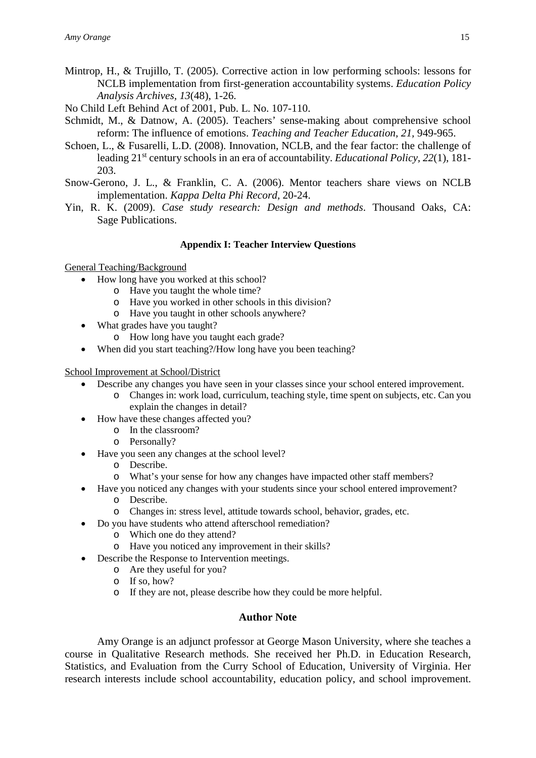Mintrop, H., & Trujillo, T. (2005). Corrective action in low performing schools: lessons for NCLB implementation from first-generation accountability systems. *Education Policy Analysis Archives*, *13*(48), 1-26.

No Child Left Behind Act of 2001, Pub. L. No. 107-110.

Schmidt, M., & Datnow, A. (2005). Teachers' sense-making about comprehensive school reform: The influence of emotions. *Teaching and Teacher Education, 21*, 949-965.

Schoen, L., & Fusarelli, L.D. (2008). Innovation, NCLB, and the fear factor: the challenge of leading 21st century schools in an era of accountability. *Educational Policy*, *22*(1), 181-203.

Snow-Gerono, J. L., & Franklin, C. A. (2006). Mentor teachers share views on NCLB implementation. *Kappa Delta Phi Record*, 20-24.

Yin, R. K. (2009). *Case study research: Design and methods*. Thousand Oaks, CA: Sage Publications.

## Appendix I: Teacher Interview Questions

General Teaching/Background

- How long have you worked at this school?
  - Have you taught the whole time?
  - Have you worked in other schools in this division?
  - Have you taught in other schools anywhere?
- What grades have you taught?
  - How long have you taught each grade?
- When did you start teaching?/How long have you been teaching?

School Improvement at School/District

- Describe any changes you have seen in your classes since your school entered improvement.
  - Changes in: work load, curriculum, teaching style, time spent on subjects, etc. Can you explain the changes in detail?
- How have these changes affected you?
  - In the classroom?
  - Personally?
- Have you seen any changes at the school level?
  - Describe.
  - What's your sense for how any changes have impacted other staff members?
- Have you noticed any changes with your students since your school entered improvement?
  - Describe.
  - Changes in: stress level, attitude towards school, behavior, grades, etc.
- Do you have students who attend afterschool remediation?
  - Which one do they attend?
  - Have you noticed any improvement in their skills?
- Describe the Response to Intervention meetings.
  - Are they useful for you?
  - If so, how?
  - If they are not, please describe how they could be more helpful.

## Author Note

Amy Orange is an adjunct professor at George Mason University, where she teaches a course in Qualitative Research methods. She received her Ph.D. in Education Research, Statistics, and Evaluation from the Curry School of Education, University of Virginia. Her research interests include school accountability, education policy, and school improvement.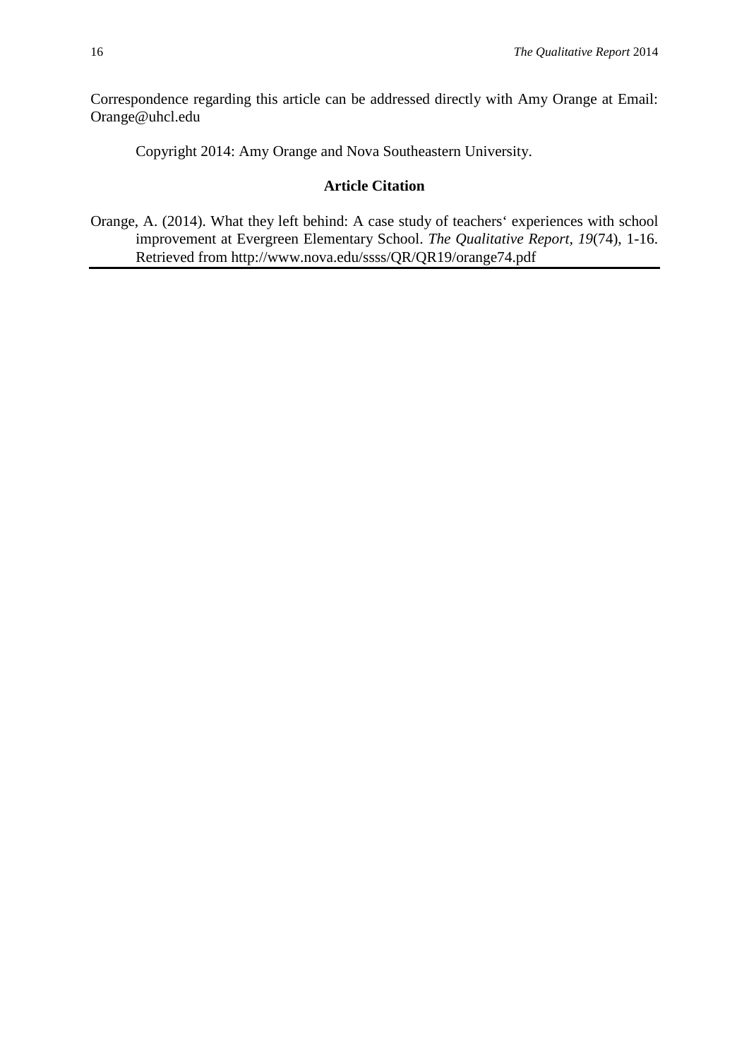Correspondence regarding this article can be addressed directly with Amy Orange at Email: Orange@uhcl.edu

Copyright 2014: Amy Orange and Nova Southeastern University.

### Article Citation

Orange, A. (2014). What they left behind: A case study of teachers‘ experiences with school improvement at Evergreen Elementary School. *The Qualitative Report*, *19*(74), 1-16. Retrieved from http://www.nova.edu/ssss/QR/QR19/orange74.pdf